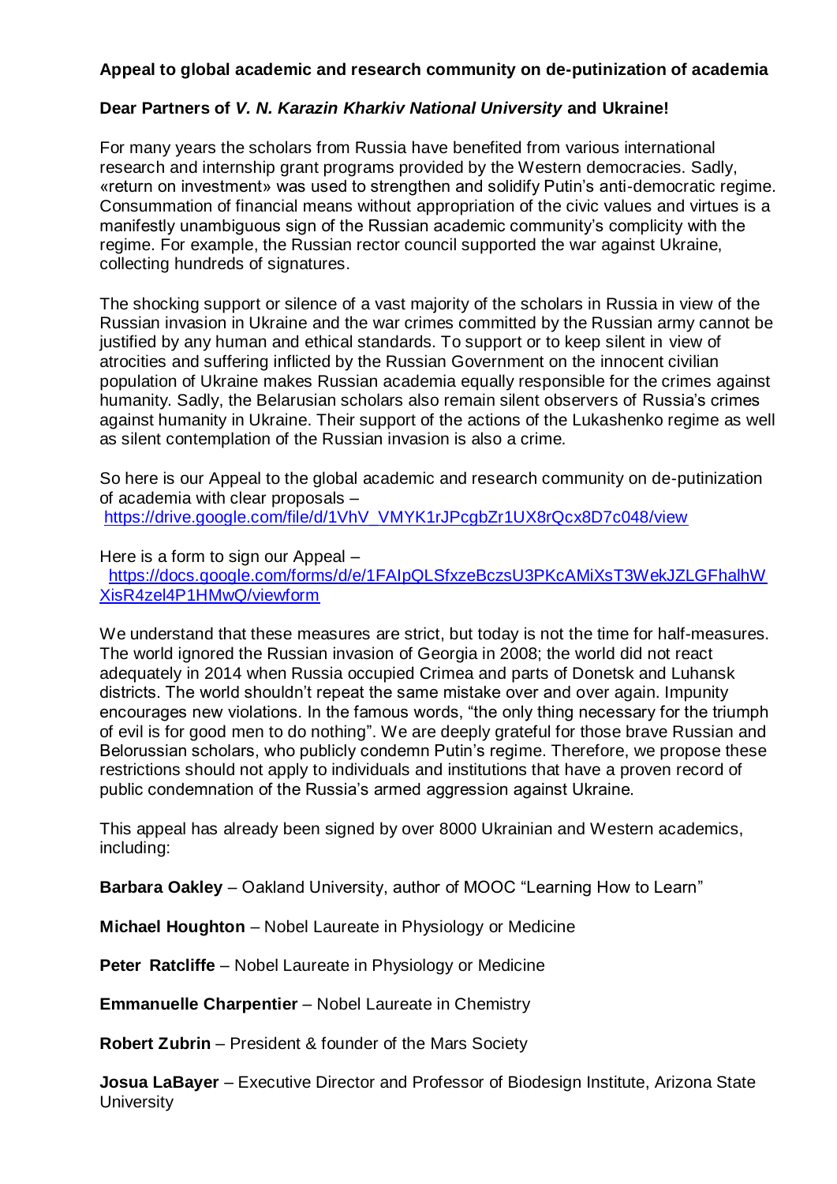**Appeal to global academic and research community on de-putinization of academia**

**Dear Partners of *V. N. Karazin Kharkiv National University* and Ukraine!**

For many years the scholars from Russia have benefited from various international research and internship grant programs provided by the Western democracies. Sadly, «return on investment» was used to strengthen and solidify Putin's anti-democratic regime. Consummation of financial means without appropriation of the civic values and virtues is a manifestly unambiguous sign of the Russian academic community's complicity with the regime. For example, the Russian rector council supported the war against Ukraine, collecting hundreds of signatures.

The shocking support or silence of a vast majority of the scholars in Russia in view of the Russian invasion in Ukraine and the war crimes committed by the Russian army cannot be justified by any human and ethical standards. To support or to keep silent in view of atrocities and suffering inflicted by the Russian Government on the innocent civilian population of Ukraine makes Russian academia equally responsible for the crimes against humanity. Sadly, the Belarusian scholars also remain silent observers of Russia's crimes against humanity in Ukraine. Their support of the actions of the Lukashenko regime as well as silent contemplation of the Russian invasion is also a crime.

So here is our Appeal to the global academic and research community on de-putinization of academia with clear proposals – https://drive.google.com/file/d/1VhV_VMYK1rJPcgbZr1UX8rQcx8D7c048/view

Here is a form to sign our Appeal – https://docs.google.com/forms/d/e/1FAIpQLSfxzeBczsU3PKcAMiXsT3WekJZLGFhalhWXisR4zel4P1HMwQ/viewform

We understand that these measures are strict, but today is not the time for half-measures. The world ignored the Russian invasion of Georgia in 2008; the world did not react adequately in 2014 when Russia occupied Crimea and parts of Donetsk and Luhansk districts. The world shouldn't repeat the same mistake over and over again. Impunity encourages new violations. In the famous words, "the only thing necessary for the triumph of evil is for good men to do nothing". We are deeply grateful for those brave Russian and Belorussian scholars, who publicly condemn Putin's regime. Therefore, we propose these restrictions should not apply to individuals and institutions that have a proven record of public condemnation of the Russia's armed aggression against Ukraine.

This appeal has already been signed by over 8000 Ukrainian and Western academics, including:

**Barbara Oakley** – Oakland University, author of MOOC "Learning How to Learn"

**Michael Houghton** – Nobel Laureate in Physiology or Medicine

**Peter Ratcliffe** – Nobel Laureate in Physiology or Medicine

**Emmanuelle Charpentier** – Nobel Laureate in Chemistry

**Robert Zubrin** – President & founder of the Mars Society

**Josua LaBayer** – Executive Director and Professor of Biodesign Institute, Arizona State University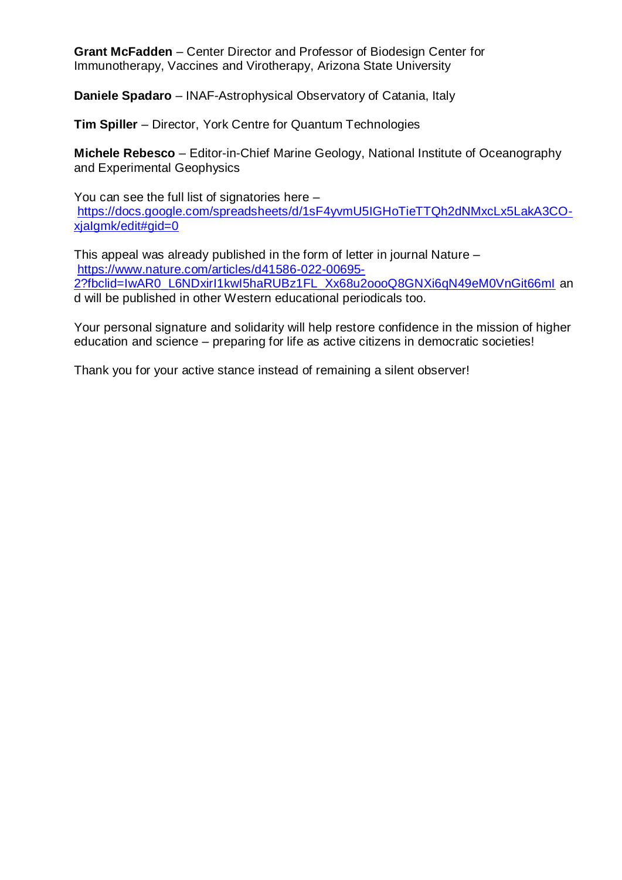**Grant McFadden** – Center Director and Professor of Biodesign Center for Immunotherapy, Vaccines and Virotherapy, Arizona State University

**Daniele Spadaro** – INAF-Astrophysical Observatory of Catania, Italy

**Tim Spiller** – Director, York Centre for Quantum Technologies

**Michele Rebesco** – Editor-in-Chief Marine Geology, National Institute of Oceanography and Experimental Geophysics

You can see the full list of signatories here – [https://docs.google.com/spreadsheets/d/1sF4yvmU5IGHoTieTTQh2dNMxcLx5LakA3CO-xjaIgmk/edit#gid=0](https://docs.google.com/spreadsheets/d/1sF4yvmU5IGHoTieTTQh2dNMxcLx5LakA3CO-xjaIgmk/edit#gid=0)

This appeal was already published in the form of letter in journal Nature – [https://www.nature.com/articles/d41586-022-00695-2?fbclid=IwAR0_L6NDxirI1kwI5haRUBz1FL_Xx68u2oooQ8GNXi6qN49eM0VnGit66mI](https://www.nature.com/articles/d41586-022-00695-2?fbclid=IwAR0_L6NDxirI1kwI5haRUBz1FL_Xx68u2oooQ8GNXi6qN49eM0VnGit66mI) and will be published in other Western educational periodicals too.

Your personal signature and solidarity will help restore confidence in the mission of higher education and science – preparing for life as active citizens in democratic societies!

Thank you for your active stance instead of remaining a silent observer!